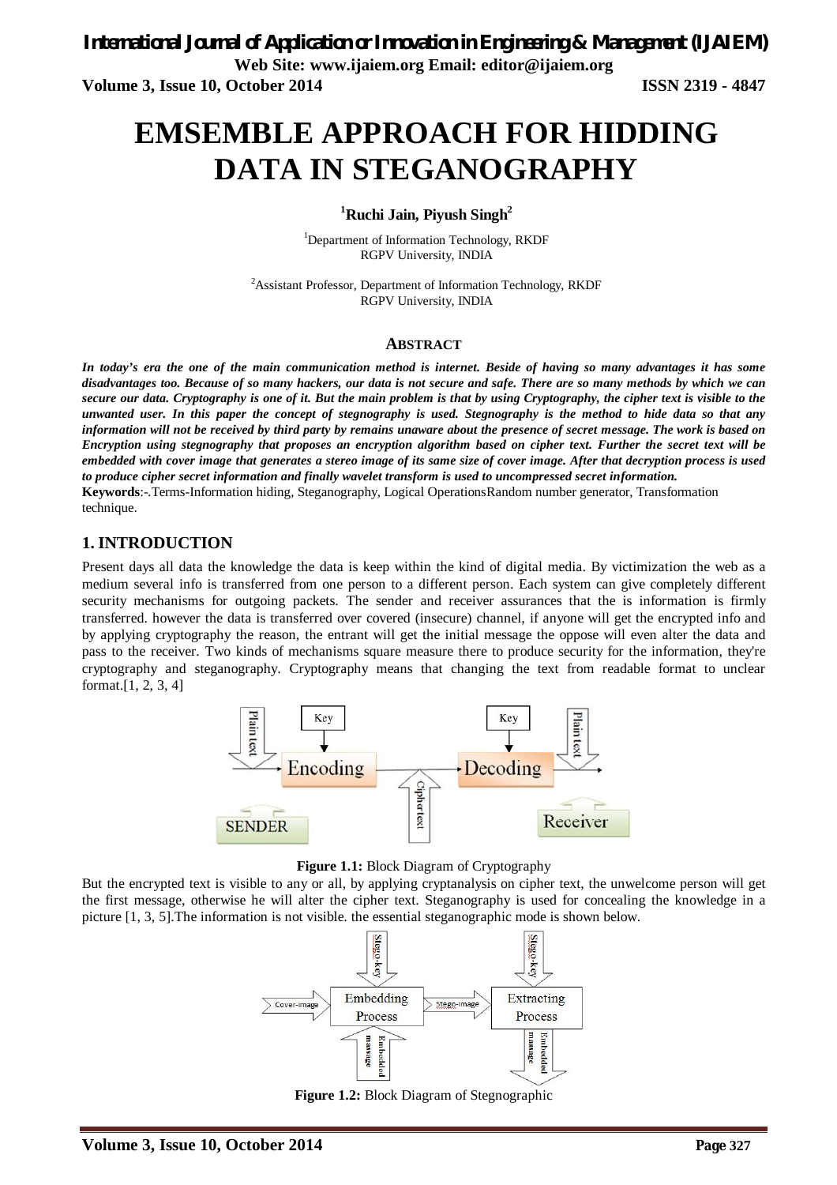# EMSEMBLE APPROACH FOR HIDDING DATA IN STEGANOGRAPHY

**[1]Ruchi Jain, Piyush Singh[2]**

[1]Department of Information Technology, RKDF
RGPV University, INDIA

[2]Assistant Professor, Department of Information Technology, RKDF
RGPV University, INDIA

## ABSTRACT

***In today's era the one of the main communication method is internet. Beside of having so many advantages it has some disadvantages too. Because of so many hackers, our data is not secure and safe. There are so many methods by which we can secure our data. Cryptography is one of it. But the main problem is that by using Cryptography, the cipher text is visible to the unwanted user. In this paper the concept of stegnography is used. Stegnography is the method to hide data so that any information will not be received by third party by remains unaware about the presence of secret message. The work is based on Encryption using stegnography that proposes an encryption algorithm based on cipher text. Further the secret text will be embedded with cover image that generates a stereo image of its same size of cover image. After that decryption process is used to produce cipher secret information and finally wavelet transform is used to uncompressed secret information.***

**Keywords**:-.Terms-Information hiding, Steganography, Logical OperationsRandom number generator, Transformation technique.

## 1. INTRODUCTION

Present days all data the knowledge the data is keep within the kind of digital media. By victimization the web as a medium several info is transferred from one person to a different person. Each system can give completely different security mechanisms for outgoing packets. The sender and receiver assurances that the is information is firmly transferred. however the data is transferred over covered (insecure) channel, if anyone will get the encrypted info and by applying cryptography the reason, the entrant will get the initial message the oppose will even alter the data and pass to the receiver. Two kinds of mechanisms square measure there to produce security for the information, they're cryptography and steganography. Cryptography means that changing the text from readable format to unclear format.[1, 2, 3, 4]

**Figure 1.1:** Block Diagram of Cryptography

But the encrypted text is visible to any or all, by applying cryptanalysis on cipher text, the unwelcome person will get the first message, otherwise he will alter the cipher text. Steganography is used for concealing the knowledge in a picture [1, 3, 5].The information is not visible. the essential steganographic mode is shown below.

**Figure 1.2:** Block Diagram of Stegnographic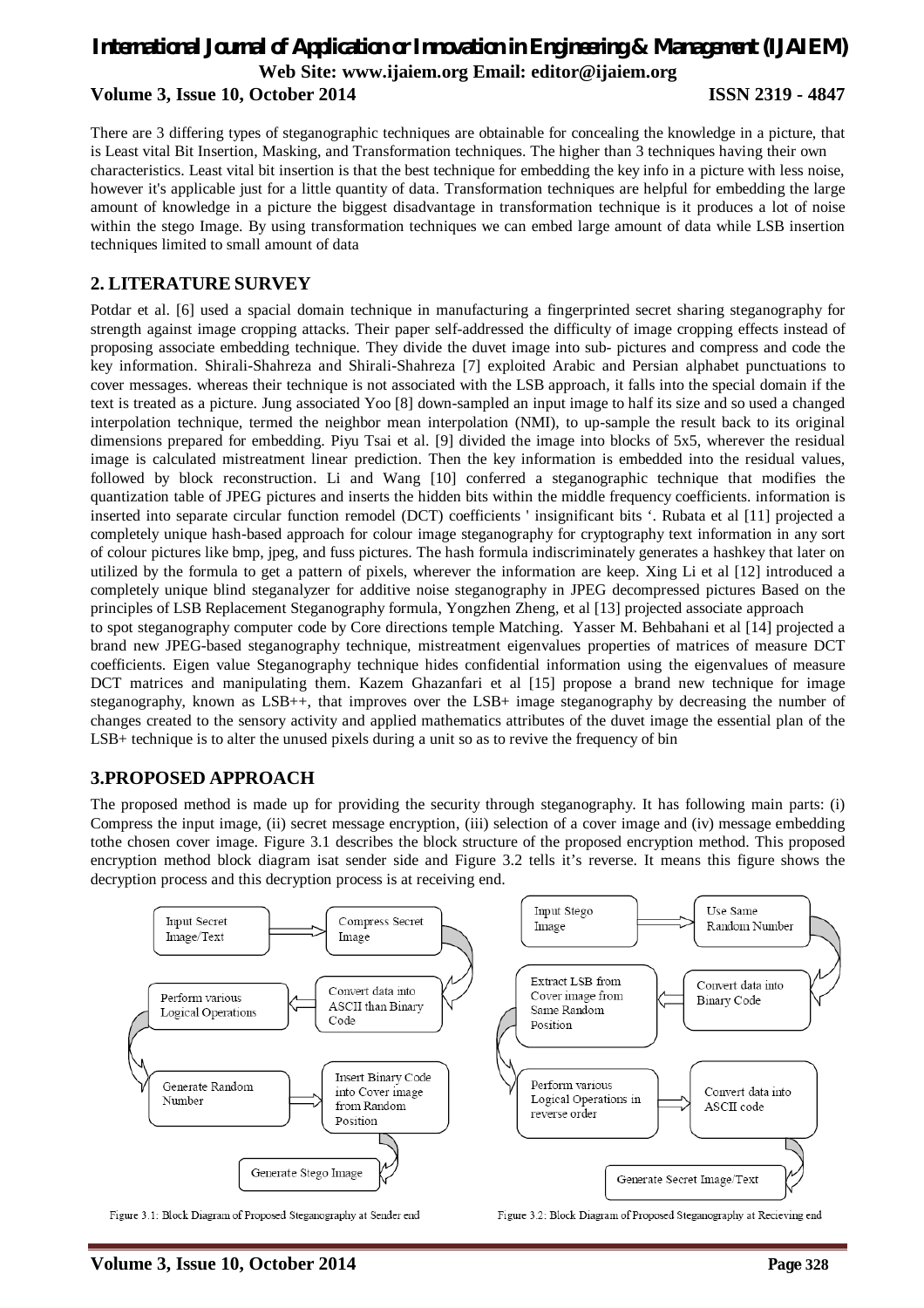There are 3 differing types of steganographic techniques are obtainable for concealing the knowledge in a picture, that is Least vital Bit Insertion, Masking, and Transformation techniques. The higher than 3 techniques having their own characteristics. Least vital bit insertion is that the best technique for embedding the key info in a picture with less noise, however it's applicable just for a little quantity of data. Transformation techniques are helpful for embedding the large amount of knowledge in a picture the biggest disadvantage in transformation technique is it produces a lot of noise within the stego Image. By using transformation techniques we can embed large amount of data while LSB insertion techniques limited to small amount of data

## 2. LITERATURE SURVEY

Potdar et al. [6] used a spacial domain technique in manufacturing a fingerprinted secret sharing steganography for strength against image cropping attacks. Their paper self-addressed the difficulty of image cropping effects instead of proposing associate embedding technique. They divide the duvet image into sub- pictures and compress and code the key information. Shirali-Shahreza and Shirali-Shahreza [7] exploited Arabic and Persian alphabet punctuations to cover messages. whereas their technique is not associated with the LSB approach, it falls into the special domain if the text is treated as a picture. Jung associated Yoo [8] down-sampled an input image to half its size and so used a changed interpolation technique, termed the neighbor mean interpolation (NMI), to up-sample the result back to its original dimensions prepared for embedding. Piyu Tsai et al. [9] divided the image into blocks of 5x5, wherever the residual image is calculated mistreatment linear prediction. Then the key information is embedded into the residual values, followed by block reconstruction. Li and Wang [10] conferred a steganographic technique that modifies the quantization table of JPEG pictures and inserts the hidden bits within the middle frequency coefficients. information is inserted into separate circular function remodel (DCT) coefficients ' insignificant bits '. Rubata et al [11] projected a completely unique hash-based approach for colour image steganography for cryptography text information in any sort of colour pictures like bmp, jpeg, and fuss pictures. The hash formula indiscriminately generates a hashkey that later on utilized by the formula to get a pattern of pixels, wherever the information are keep. Xing Li et al [12] introduced a completely unique blind steganalyzer for additive noise steganography in JPEG decompressed pictures Based on the principles of LSB Replacement Steganography formula, Yongzhen Zheng, et al [13] projected associate approach to spot steganography computer code by Core directions temple Matching. Yasser M. Behbahani et al [14] projected a brand new JPEG-based steganography technique, mistreatment eigenvalues properties of matrices of measure DCT coefficients. Eigen value Steganography technique hides confidential information using the eigenvalues of measure DCT matrices and manipulating them. Kazem Ghazanfari et al [15] propose a brand new technique for image steganography, known as LSB++, that improves over the LSB+ image steganography by decreasing the number of changes created to the sensory activity and applied mathematics attributes of the duvet image the essential plan of the LSB+ technique is to alter the unused pixels during a unit so as to revive the frequency of bin

## 3.PROPOSED APPROACH

The proposed method is made up for providing the security through steganography. It has following main parts: (i) Compress the input image, (ii) secret message encryption, (iii) selection of a cover image and (iv) message embedding tothe chosen cover image. Figure 3.1 describes the block structure of the proposed encryption method. This proposed encryption method block diagram isat sender side and Figure 3.2 tells it's reverse. It means this figure shows the decryption process and this decryption process is at receiving end.

Input Secret Image/Text → Compress Secret Image → Convert data into ASCII than Binary Code → Perform various Logical Operations → Generate Random Number → Insert Binary Code into Cover image from Random Position → Generate Stego Image

Figure 3.1: Block Diagram of Proposed Steganography at Sender end

Input Stego Image → Use Same Random Number → Convert data into Binary Code → Extract LSB from Cover image from Same Random Position → Perform various Logical Operations in reverse order → Convert data into ASCII code → Generate Secret Image/Text

Figure 3.2: Block Diagram of Proposed Steganography at Recieving end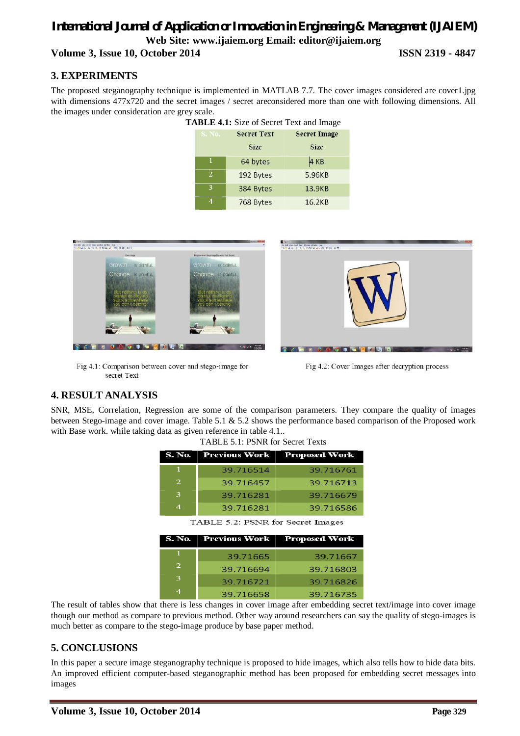## 3. EXPERIMENTS

The proposed steganography technique is implemented in MATLAB 7.7. The cover images considered are cover1.jpg with dimensions 477x720 and the secret images / secret areconsidered more than one with following dimensions. All the images under consideration are grey scale.

**TABLE 4.1:** Size of Secret Text and Image

| S. No. | Secret Text Size | Secret Image Size |
|---|---|---|
| 1 | 64 bytes | 4 KB |
| 2 | 192 Bytes | 5.96KB |
| 3 | 384 Bytes | 13.9KB |
| 4 | 768 Bytes | 16.2KB |

Fig 4.1: Comparison between cover and stego-image for secret Text

Fig 4.2: Cover Images after decryption process

## 4. RESULT ANALYSIS

SNR, MSE, Correlation, Regression are some of the comparison parameters. They compare the quality of images between Stego-image and cover image. Table 5.1 & 5.2 shows the performance based comparison of the Proposed work with Base work. while taking data as given reference in table 4.1..

TABLE 5.1: PSNR for Secret Texts

| S. No. | Previous Work | Proposed Work |
|---|---|---|
| 1 | 39.716514 | 39.716761 |
| 2 | 39.716457 | 39.716713 |
| 3 | 39.716281 | 39.716679 |
| 4 | 39.716281 | 39.716586 |

TABLE 5.2: PSNR for Secret Images

| S. No. | Previous Work | Proposed Work |
|---|---|---|
| 1 | 39.71665 | 39.71667 |
| 2 | 39.716694 | 39.716803 |
| 3 | 39.716721 | 39.716826 |
| 4 | 39.716658 | 39.716735 |

The result of tables show that there is less changes in cover image after embedding secret text/image into cover image though our method as compare to previous method. Other way around researchers can say the quality of stego-images is much better as compare to the stego-image produce by base paper method.

## 5. CONCLUSIONS

In this paper a secure image steganography technique is proposed to hide images, which also tells how to hide data bits. An improved efficient computer-based steganographic method has been proposed for embedding secret messages into images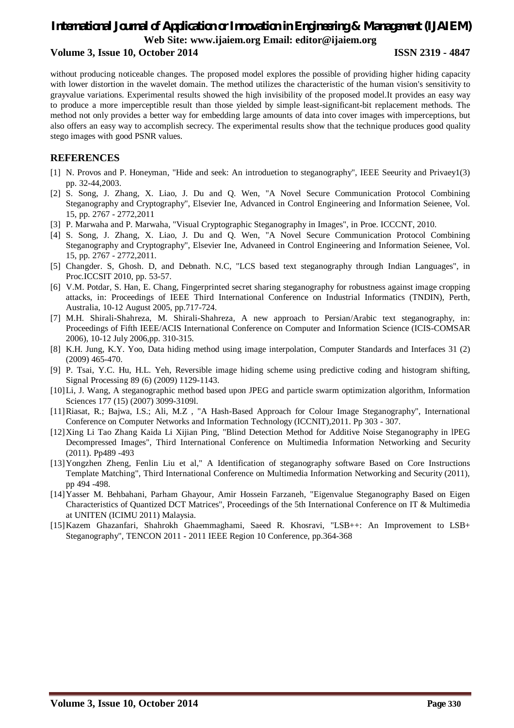without producing noticeable changes. The proposed model explores the possible of providing higher hiding capacity with lower distortion in the wavelet domain. The method utilizes the characteristic of the human vision's sensitivity to grayvalue variations. Experimental results showed the high invisibility of the proposed model.It provides an easy way to produce a more imperceptible result than those yielded by simple least-significant-bit replacement methods. The method not only provides a better way for embedding large amounts of data into cover images with imperceptions, but also offers an easy way to accomplish secrecy. The experimental results show that the technique produces good quality stego images with good PSNR values.

## REFERENCES

[1] N. Provos and P. Honeyman, "Hide and seek: An introduetion to steganography", IEEE Seeurity and Privaey1(3) pp. 32-44,2003.

[2] S. Song, J. Zhang, X. Liao, J. Du and Q. Wen, "A Novel Secure Communication Protocol Combining Steganography and Cryptography", Elsevier Ine, Advanced in Control Engineering and Information Seienee, Vol. 15, pp. 2767 - 2772,2011

[3] P. Marwaha and P. Marwaha, "Visual Cryptographic Steganography in Images", in Proe. ICCCNT, 2010.

[4] S. Song, J. Zhang, X. Liao, J. Du and Q. Wen, "A Novel Secure Communication Protocol Combining Steganography and Cryptography", Elsevier Ine, Advaneed in Control Engineering and Information Seienee, Vol. 15, pp. 2767 - 2772,2011.

[5] Changder. S, Ghosh. D, and Debnath. N.C, "LCS based text steganography through Indian Languages", in Proc.ICCSIT 2010, pp. 53-57.

[6] V.M. Potdar, S. Han, E. Chang, Fingerprinted secret sharing steganography for robustness against image cropping attacks, in: Proceedings of IEEE Third International Conference on Industrial Informatics (TNDIN), Perth, Australia, 10-12 August 2005, pp.717-724.

[7] M.H. Shirali-Shahreza, M. Shirali-Shahreza, A new approach to Persian/Arabic text steganography, in: Proceedings of Fifth IEEE/ACIS International Conference on Computer and Information Science (ICIS-COMSAR 2006), 10-12 July 2006,pp. 310-315.

[8] K.H. Jung, K.Y. Yoo, Data hiding method using image interpolation, Computer Standards and Interfaces 31 (2) (2009) 465-470.

[9] P. Tsai, Y.C. Hu, H.L. Yeh, Reversible image hiding scheme using predictive coding and histogram shifting, Signal Processing 89 (6) (2009) 1129-1143.

[10] Li, J. Wang, A steganographic method based upon JPEG and particle swarm optimization algorithm, Information Sciences 177 (15) (2007) 3099-3109l.

[11] Riasat, R.; Bajwa, I.S.; Ali, M.Z , "A Hash-Based Approach for Colour Image Steganography", International Conference on Computer Networks and Information Technology (ICCNIT),2011. Pp 303 - 307.

[12] Xing Li Tao Zhang Kaida Li Xijian Ping, "Blind Detection Method for Additive Noise Steganography in lPEG Decompressed Images", Third International Conference on Multimedia Information Networking and Security (2011). Pp489 -493

[13] Yongzhen Zheng, Fenlin Liu et al," A Identification of steganography software Based on Core Instructions Template Matching", Third International Conference on Multimedia Information Networking and Security (2011), pp 494 -498.

[14] Yasser M. Behbahani, Parham Ghayour, Amir Hossein Farzaneh, "Eigenvalue Steganography Based on Eigen Characteristics of Quantized DCT Matrices", Proceedings of the 5th International Conference on IT & Multimedia at UNITEN (ICIMU 2011) Malaysia.

[15] Kazem Ghazanfari, Shahrokh Ghaemmaghami, Saeed R. Khosravi, "LSB++: An Improvement to LSB+ Steganography", TENCON 2011 - 2011 IEEE Region 10 Conference, pp.364-368